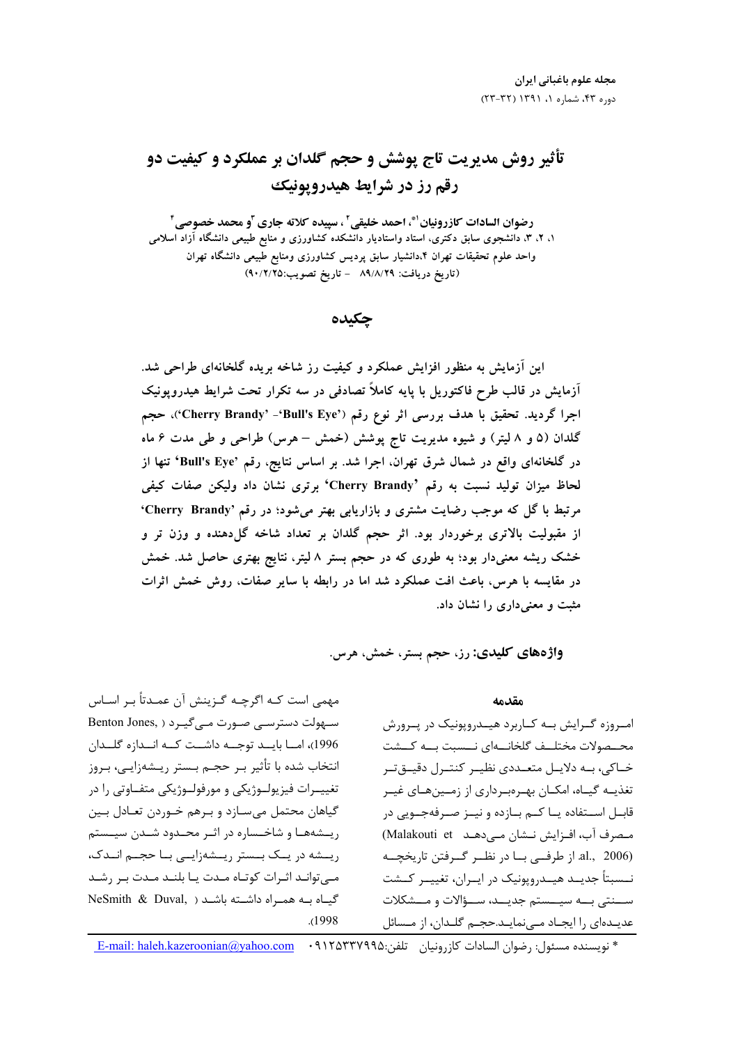# تأثیر روش مدیریت تاج پوشش و حجم گلدان بر عملکرد و کیفیت دو رقم رز در شرایط هیدروپونیک

**رضوان السادات کازرونیان[1*]، احمد خلیقی[2]، سپیده کلاته جاری[3] و محمد خصوصی[4]**

۱، ۲، ۳، دانشجوی سابق دکتری، استاد واستادیار دانشکده کشاورزی و منابع طبیعی دانشگاه آزاد اسلامی واحد علوم تحقیقات تهران ۴،دانشیار سابق پردیس کشاورزی ومنابع طبیعی دانشگاه تهران

(تاریخ دریافت: ۸۹/۸/۲۹ - تاریخ تصویب:۹۰/۲/۲۵)

## چکیده

این آزمایش به منظور افزایش عملکرد و کیفیت رز شاخه بریده گلخانه‌ای طراحی شد. آزمایش در قالب طرح فاکتوریل با پایه کاملاً تصادفی در سه تکرار تحت شرایط هیدروپونیک اجرا گردید. تحقیق با هدف بررسی اثر نوع رقم ('Bull's Eye'- 'Cherry Brandy')، حجم گلدان (۵ و ۸ لیتر) و شیوه مدیریت تاج پوشش (خمش – هرس) طراحی و طی مدت ۶ ماه در گلخانه‌ای واقع در شمال شرق تهران، اجرا شد. بر اساس نتایج، رقم 'Bull's Eye' تنها از لحاظ میزان تولید نسبت به رقم 'Cherry Brandy' برتری نشان داد ولیکن صفات کیفی مرتبط با گل که موجب رضایت مشتری و بازاریابی بهتر می‌شود؛ در رقم 'Cherry Brandy' از مقبولیت بالاتری برخوردار بود. اثر حجم گلدان بر تعداد شاخه گل‌دهنده و وزن تر و خشک ریشه معنی‌دار بود؛ به طوری که در حجم بستر ۸ لیتر، نتایج بهتری حاصل شد. خمش در مقایسه با هرس، باعث افت عملکرد شد اما در رابطه با سایر صفات، روش خمش اثرات مثبت و معنی‌داری را نشان داد.

**واژه‌های کلیدی:** رز، حجم بستر، خمش، هرس.

## مقدمه

امروزه گرایش به کاربرد هیدروپونیک در پرورش محصولات مختلف گلخانه‌ای نسبت به کشت خاکی، به دلایل متعددی نظیر کنترل دقیق‌تر تغذیه گیاه، امکان بهره‌برداری از زمین‌های غیر قابل استفاده یا کم بازده و نیز صرفه‌جویی در مصرف آب، افزایش نشان می‌دهد (Malakouti et al., 2006) از طرفی با در نظر گرفتن تاریخچه نسبتاً جدید هیدروپونیک در ایران، تغییر کشت سنتی به سیستم جدید، سؤالات و مشکلات عدیده‌ای را ایجاد می‌نماید.حجم گلدان، از مسائل مهمی است که اگرچه گزینش آن عمدتاً بر اساس سهولت دسترسی صورت می‌گیرد (Benton Jones, 1996)، اما باید توجه داشت که اندازه گلدان انتخاب شده با تأثیر بر حجم بستر ریشه‌زایی، بروز تغییرات فیزیولوژیکی و مورفولوژیکی متفاوتی را در گیاهان محتمل می‌سازد و برهم خوردن تعادل بین ریشه‌ها و شاخساره در اثر محدود شدن سیستم ریشه در یک بستر ریشه‌زایی با حجم اندک، می‌تواند اثرات کوتاه مدت یا بلند مدت بر رشد گیاه به همراه داشته باشد (NeSmith & Duval, 1998).

\* نویسنده مسئول: رضوان السادات کازرونیان تلفن:۰۹۱۲۵۳۳۷۹۹۵ E-mail: haleh.kazeroonian@yahoo.com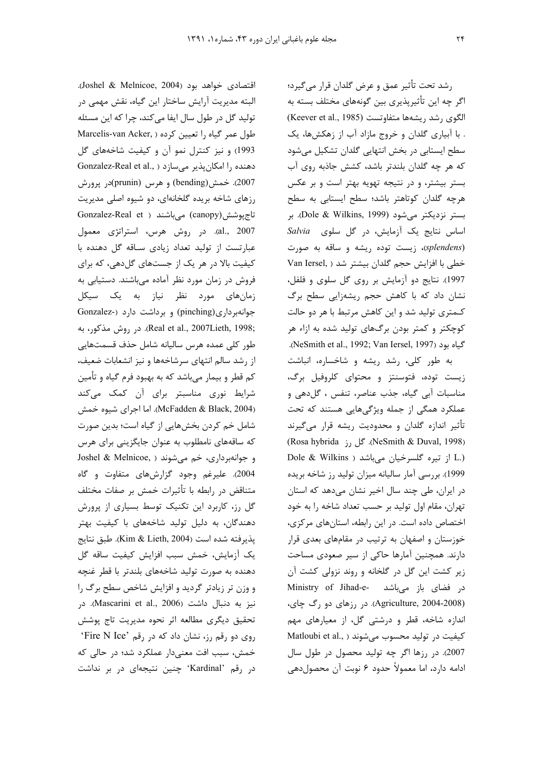رشد تحت تأثیر عمق و عرض گلدان قرار می‌گیرد؛ اگر چه این تأثیرپذیری بین گونه‌های مختلف بسته به الگوی رشد ریشه‌ها متفاوتست (Keever et al., 1985) . با آبیاری گلدان و خروج مازاد آب از زهکش‌ها، یک سطح ایستابی در بخش انتهایی گلدان تشکیل می‌شود که هر چه گلدان بلندتر باشد، کشش جاذبه روی آب بستر بیشتر، و در نتیجه تهویه بهتر است و بر عکس هرچه گلدان کوتاهتر باشد؛ سطح ایستابی به سطح بستر نزدیکتر می‌شود (Dole & Wilkins, 1999). بر اساس نتایج یک آزمایش، در گل سلوی *Salvia splendens*)، زیست توده ریشه و ساقه به صورت خطی با افزایش حجم گلدان بیشتر شد ( Van Iersel, 1997). نتایج دو آزمایش بر روی گل سلوی و فلفل، نشان داد که با کاهش حجم ریشه‌زایی سطح برگ کـمتری تولید شد و این کاهش مرتبط با هر دو حالت کوچکتر و کمتر بودن برگ‌های تولید شده به ازاء هر گیاه بود (NeSmith et al., 1992; Van Iersel, 1997).

به طور کلی، رشد ریشه و شاخساره، انباشت زیست توده، فتوسنتز و محتوای کلروفیل برگ، مناسبات آبی گیاه، جذب عناصر، تنفس ، گل‌دهی و عملکرد همگی از جمله ویژگی‌هایی هستند که تحت تأثیر اندازه گلدان و محدودیت ریشه قرار می‌گیرند (NeSmith & Duval, 1998). گل رز *Rosa hybrida* (.L) از تیره گلسرخیان می‌باشد ( Dole & Wilkins 1999). بررسی آمار سالیانه میزان تولید رز شاخه بریده در ایران، طی چند سال اخیر نشان می‌دهد که استان تهران، مقام اول تولید بر حسب تعداد شاخه را به خود اختصاص داده است. در این رابطه، استان‌های مرکزی، خوزستان و اصفهان به ترتیب در مقام‌های بعدی قرار دارند. همچنین آمارها حاکی از سیر صعودی مساحت زیر کشت این گل در گلخانه و روند نزولی کشت آن در فضای باز می‌باشد -Ministry of Jihad-e (Agriculture, 2004-2008). در رزهای دو رگ چای، اندازه شاخه، قطر و درشتی گل، از معیارهای مهم کیفیت در تولید محسوب می‌شوند ( Matloubi et al., 2007). در رزها اگر چه تولید محصول در طول سال ادامه دارد، اما معمولاً حدود ۶ نوبت آن محصول‌دهی اقتصادی خواهد بود (Joshel & Melnicoe, 2004). البته مدیریت آرایش ساختار این گیاه، نقش مهمی در تولید گل در طول سال ایفا می‌کند، چرا که این مسئله طول عمر گیاه را تعیین کرده ( Marcelis-van Acker, 1993) و نیز کنترل نمو آن و کیفیت شاخه‌های گل دهنده را امکان‌پذیر می‌سازد ( Gonzalez-Real et al., 2007). خمش(bending) و هرس (prunin)در پرورش رزهای شاخه بریده گلخانه‌ای، دو شیوه اصلی مدیریت تاج‌پوشش(canopy) می‌باشند ( Gonzalez-Real et al., 2007). در روش هرس، استراتژی معمول عبارتست از تولید تعداد زیادی سـاقه گل دهنده با کیفیت بالا در هر یک از جست‌های گل‌دهی، که برای فروش در زمان مورد نظر آماده می‌باشند. دستیابی به زمان‌های مورد نظر نیاز به یک سیکل جوانه‌برداری(pinching) و برداشت دارد (-Gonzalez Real et al., 2007Lieth, 1998;). در روش مذکور، به طور کلی عمده هرس سالیانه شامل حذف قسمت‌هایی از رشد سالم انتهای سرشاخه‌ها و نیز انشعابات ضعیف، کم قطر و بیمار می‌باشد که به بهبود فرم گیاه و تأمین شرایط نوری مناسبتر برای آن کمک می‌کند (McFadden & Black, 2004). اما اجرای شیوه خمش شامل خم کردن بخش‌هایی از گیاه است؛ بدین صورت که ساقه‌های نامطلوب به عنوان جایگزینی برای هرس و جوانه‌برداری، خم می‌شوند ( Joshel & Melnicoe, 2004). علیرغم وجود گزارش‌های متفاوت و گاه متناقض در رابطه با تأثیرات خمش بر صفات مختلف گل رز، کاربرد این تکنیک توسط بسیاری از پرورش دهندگان، به دلیل تولید شاخه‌های با کیفیت بهتر پذیرفته شده است (Kim & Lieth, 2004). طبق نتایج یک آزمایش، خمش سبب افزایش کیفیت ساقه گل دهنده به صورت تولید شاخه‌های بلندتر با قطر غنچه و وزن تر زیادتر گردید و افزایش شاخص سطح برگ را نیز به دنبال داشت (Mascarini et al., 2006). در تحقیق دیگری مطالعه اثر نحوه مدیریت تاج پوشش روی دو رقم رز، نشان داد که در رقم 'Fire N Ice' خمش، سبب افت معنی‌دار عملکرد شد؛ در حالی که در رقم 'Kardinal' چنین نتیجه‌ای در بر نداشت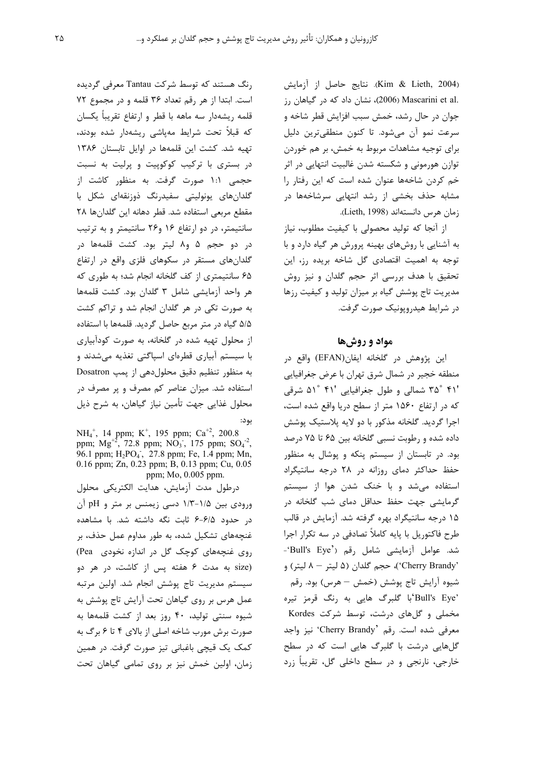(Kim & Lieth, 2004). نتایج حاصل از آزمایش Mascarini et al. (2006)، نشان داد که در گیاهان رز جوان در حال رشد، خمش سبب افزایش قطر شاخه و سرعت نمو آن می‌شود. تا کنون منطقی‌ترین دلیل برای توجیه مشاهدات مربوط به خمش، بر هم خوردن توازن هورمونی و شکسته شدن غالبیت انتهایی در اثر خم کردن شاخه‌ها عنوان شده است که این رفتار را مشابه حذف بخشی از رشد انتهایی سرشاخه‌ها در زمان هرس دانسته‌اند (Lieth, 1998).

از آنجا که تولید محصولی با کیفیت مطلوب، نیاز به آشنایی با روش‌های بهینه پرورش هر گیاه دارد و با توجه به اهمیت اقتصادی گل شاخه بریده رز، این تحقیق با هدف بررسی اثر حجم گلدان و نیز روش مدیریت تاج پوشش گیاه بر میزان تولید و کیفیت رزها در شرایط هیدروپونیک صورت گرفت.

## مواد و روش‌ها

این پژوهش در گلخانه ایفان(EFAN) واقع در منطقه خجیر در شمال شرق تهران با عرض جغرافیایی '۴۱ °۳۵ شمالی و طول جغرافیایی '۴۱ °۵۱ شرقی که در ارتفاع ۱۵۶۰ متر از سطح دریا واقع شده است، اجرا گردید. گلخانه مذکور با دو لایه پلاستیک پوشش داده شده و رطوبت نسبی گلخانه بین ۶۵ تا ۷۵ درصد بود. در تابستان از سیستم پنکه و پوشال به منظور حفظ حداکثر دمای روزانه در ۲۸ درجه سانتیگراد استفاده می‌شد و با خنک شدن هوا از سیستم گرمایشی جهت حفظ حداقل دمای شب گلخانه در ۱۵ درجه سانتیگراد بهره گرفته شد. آزمایش در قالب طرح فاکتوریل با پایه کاملاً تصادفی در سه تکرار اجرا شد. عوامل آزمایشی شامل رقم ('Bull's Eye'- 'Cherry Brandy')، حجم گلدان (۵ لیتر – ۸ لیتر) و شیوه آرایش تاج پوشش (خمش – هرس) بود. رقم 'Bull's Eye'با گلبرگ هایی به رنگ قرمز تیره مخملی و گل‌های درشت، توسط شرکت Kordes معرفی شده است. رقم 'Cherry Brandy' نیز واجد گل‌هایی درشت با گلبرگ هایی است که در سطح خارجی، نارنجی و در سطح داخلی گل، تقریباً زرد رنگ هستند که توسط شرکت Tantau معرفی گردیده است. ابتدا از هر رقم تعداد ۳۶ قلمه و در مجموع ۷۲ قلمه ریشه‌دار سه ماهه با قطر و ارتفاع تقریباً یکسان که قبلاً تحت شرایط مه‌پاشی ریشه‌دار شده بودند، تهیه شد. کشت این قلمه‌ها در اوایل تابستان ۱۳۸۶ در بستری با ترکیب کوکوپیت و پرلیت به نسبت حجمی ۱:۱ صورت گرفت. به منظور کاشت از گلدان‌های پونولیتی سفیدرنگ ذوزنقه‌ای شکل با مقطع مربعی استفاده شد. قطر دهانه این گلدان‌ها ۲۸ سانتیمتر، در دو ارتفاع ۱۶ و۲۶ سانتیمتر و به ترتیب در دو حجم ۵ و۸ لیتر بود. کشت قلمه‌ها در گلدان‌های مستقر در سکوهای فلزی واقع در ارتفاع ۶۵ سانتیمتری از کف گلخانه انجام شد؛ به طوری که هر واحد آزمایشی شامل ۳ گلدان بود. کشت قلمه‌ها به صورت تکی در هر گلدان انجام شد و تراکم کشت ۵/۵ گیاه در متر مربع حاصل گردید. قلمه‌ها با استفاده از محلول تهیه شده در گلخانه، به صورت کودآبیاری با سیستم آبیاری قطره‌ای اسپاگتی تغذیه می‌شدند و به منظور تنظیم دقیق محلول‌دهی از پمپ Dosatron استفاده شد. میزان عناصر کم مصرف و پر مصرف در محلول غذایی جهت تأمین نیاز گیاهان، به شرح ذیل بود:

$NH_4^+$, 14 ppm; $K^+$, 195 ppm; $Ca^{+2}$, 200.8 ppm; $Mg^{+2}$, 72.8 ppm; $NO_3^-$, 175 ppm; $SO_4^{-2}$, 96.1 ppm; $H_2PO_4^-$, 27.8 ppm; Fe, 1.4 ppm; Mn, 0.16 ppm; Zn, 0.23 ppm; B, 0.13 ppm; Cu, 0.05 ppm; Mo, 0.005 ppm.

درطول مدت آزمایش، هدایت الکتریکی محلول ورودی بین ۱/۵-۱/۳ دسی زیمنس بر متر و pH آن در حدود ۶/۵-۶ ثابت نگه داشته شد. با مشاهده غنچه‌های تشکیل شده، به طور مداوم عمل حذف، بر روی غنچه‌های کوچک گل در اندازه نخودی (Pea size) به مدت ۶ هفته پس از کاشت، در هر دو سیستم مدیریت تاج پوشش انجام شد. اولین مرتبه عمل هرس بر روی گیاهان تحت آرایش تاج پوشش به شیوه سنتی تولید، ۴۰ روز بعد از کشت قلمه‌ها به صورت برش مورب شاخه اصلی از بالای ۴ تا ۶ برگ به کمک یک قیچی باغبانی تیز صورت گرفت. در همین زمان، اولین خمش نیز بر روی تمامی گیاهان تحت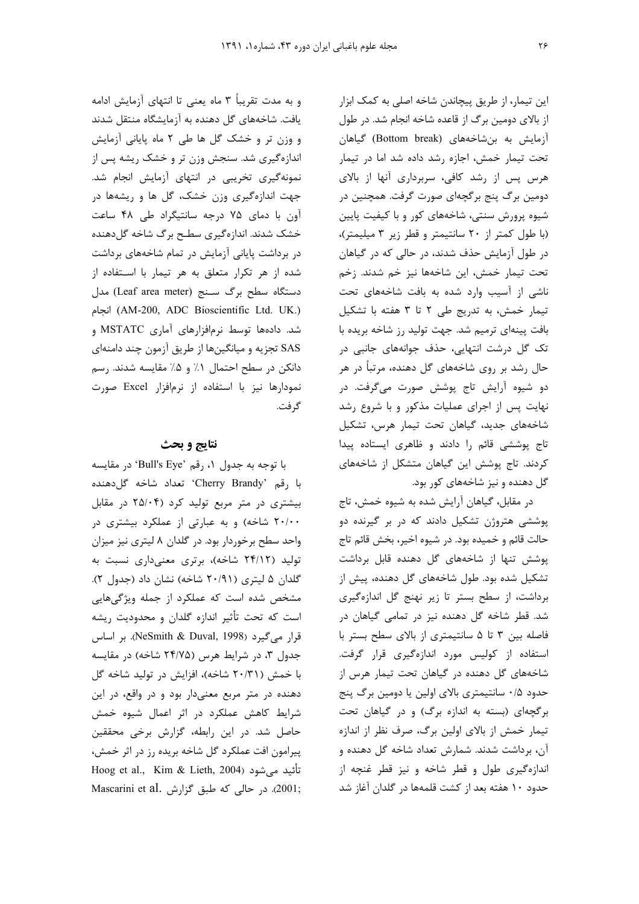این تیمار، از طریق پیچاندن شاخه اصلی به کمک ابزار از بالای دومین برگ از قاعده شاخه انجام شد. در طول آزمایش به بن‌شاخه‌های (Bottom break) گیاهان تحت تیمار خمش، اجازه رشد داده شد اما در تیمار هرس پس از رشد کافی، سربرداری آنها از بالای دومین برگ پنج برگچه‌ای صورت گرفت. همچنین در شیوه پرورش سنتی، شاخه‌های کور و با کیفیت پایین (با طول کمتر از ۲۰ سانتیمتر و قطر زیر ۳ میلیمتر)، در طول آزمایش حذف شدند، در حالی که در گیاهان تحت تیمار خمش، این شاخه‌ها نیز خم شدند. زخم ناشی از آسیب وارد شده به بافت شاخه‌های تحت تیمار خمش، به تدریج طی ۲ تا ۳ هفته با تشکیل بافت پینه‌ای ترمیم شد. جهت تولید رز شاخه بریده با تک گل درشت انتهایی، حذف جوانه‌های جانبی در حال رشد بر روی شاخه‌های گل دهنده، مرتباً در هر دو شیوه آرایش تاج پوشش صورت می‌گرفت. در نهایت پس از اجرای عملیات مذکور و با شروع رشد شاخه‌های جدید، گیاهان تحت تیمار هرس، تشکیل تاج پوششی قائم را دادند و ظاهری ایستاده پیدا کردند. تاج پوشش این گیاهان متشکل از شاخه‌های گل دهنده و نیز شاخه‌های کور بود.

در مقابل، گیاهان آرایش شده به شیوه خمش، تاج پوششی هتروژن تشکیل دادند که در بر گیرنده دو حالت قائم و خمیده بود. در شیوه اخیر، بخش قائم تاج پوشش تنها از شاخه‌های گل دهنده قابل برداشت تشکیل شده بود. طول شاخه‌های گل دهنده، پیش از برداشت، از سطح بستر تا زیر نهنج گل اندازه‌گیری شد. قطر شاخه گل دهنده نیز در تمامی گیاهان در فاصله بین ۳ تا ۵ سانتیمتری از بالای سطح بستر با استفاده از کولیس مورد اندازه‌گیری قرار گرفت. شاخه‌های گل دهنده در گیاهان تحت تیمار هرس از حدود ۰/۵ سانتیمتری بالای اولین یا دومین برگ پنج برگچه‌ای (بسته به اندازه برگ) و در گیاهان تحت تیمار خمش از بالای اولین برگ، صرف نظر از اندازه آن، برداشت شدند. شمارش تعداد شاخه گل دهنده و اندازه‌گیری طول و قطر شاخه و نیز قطر غنچه از حدود ۱۰ هفته بعد از کشت قلمه‌ها در گلدان آغاز شد و به مدت تقریباً ۳ ماه یعنی تا انتهای آزمایش ادامه یافت. شاخه‌های گل دهنده به آزمایشگاه منتقل شدند و وزن تر و خشک گل ها طی ۲ ماه پایانی آزمایش اندازه‌گیری شد. سنجش وزن تر و خشک ریشه پس از نمونه‌گیری تخریبی در انتهای آزمایش انجام شد. جهت اندازه‌گیری وزن خشک، گل ها و ریشه‌ها در آون با دمای ۷۵ درجه سانتیگراد طی ۴۸ ساعت خشک شدند. اندازه‌گیری سطح برگ شاخه گل‌دهنده در برداشت پایانی آزمایش در تمام شاخه‌های برداشت شده از هر تکرار متعلق به هر تیمار با استفاده از دستگاه سطح برگ سنج (Leaf area meter) مدل (AM-200, ADC Bioscientific Ltd. UK.) انجام شد. داده‌ها توسط نرم‌افزارهای آماری MSTATC و SAS تجزیه و میانگین‌ها از طریق آزمون چند دامنه‌ای دانکن در سطح احتمال ۱٪ و ۵٪ مقایسه شدند. رسم نمودارها نیز با استفاده از نرم‌افزار Excel صورت گرفت.

## نتایج و بحث

با توجه به جدول ۱، رقم 'Bull's Eye' در مقایسه با رقم 'Cherry Brandy' تعداد شاخه گل‌دهنده بیشتری در متر مربع تولید کرد (۲۵/۰۴ در مقابل ۲۰/۰۰ شاخه) و به عبارتی از عملکرد بیشتری در واحد سطح برخوردار بود. در گلدان ۸ لیتری نیز میزان تولید (۲۴/۱۲ شاخه)، برتری معنی‌داری نسبت به گلدان ۵ لیتری (۲۰/۹۱ شاخه) نشان داد (جدول ۲). مشخص شده است که عملکرد از جمله ویژگی‌هایی است که تحت تأثیر اندازه گلدان و محدودیت ریشه قرار می‌گیرد (NeSmith & Duval, 1998). بر اساس جدول ۳، در شرایط هرس (۲۴/۷۵ شاخه) در مقایسه با خمش (۲۰/۳۱ شاخه)، افزایش در تولید شاخه گل دهنده در متر مربع معنی‌دار بود و در واقع، در این شرایط کاهش عملکرد در اثر اعمال شیوه خمش حاصل شد. در این رابطه، گزارش برخی محققین پیرامون افت عملکرد گل شاخه بریده رز در اثر خمش، تأئید می‌شود (Hoog et al., Kim & Lieth, 2004; 2001; Mascarini et al. در حالی که طبق گزارش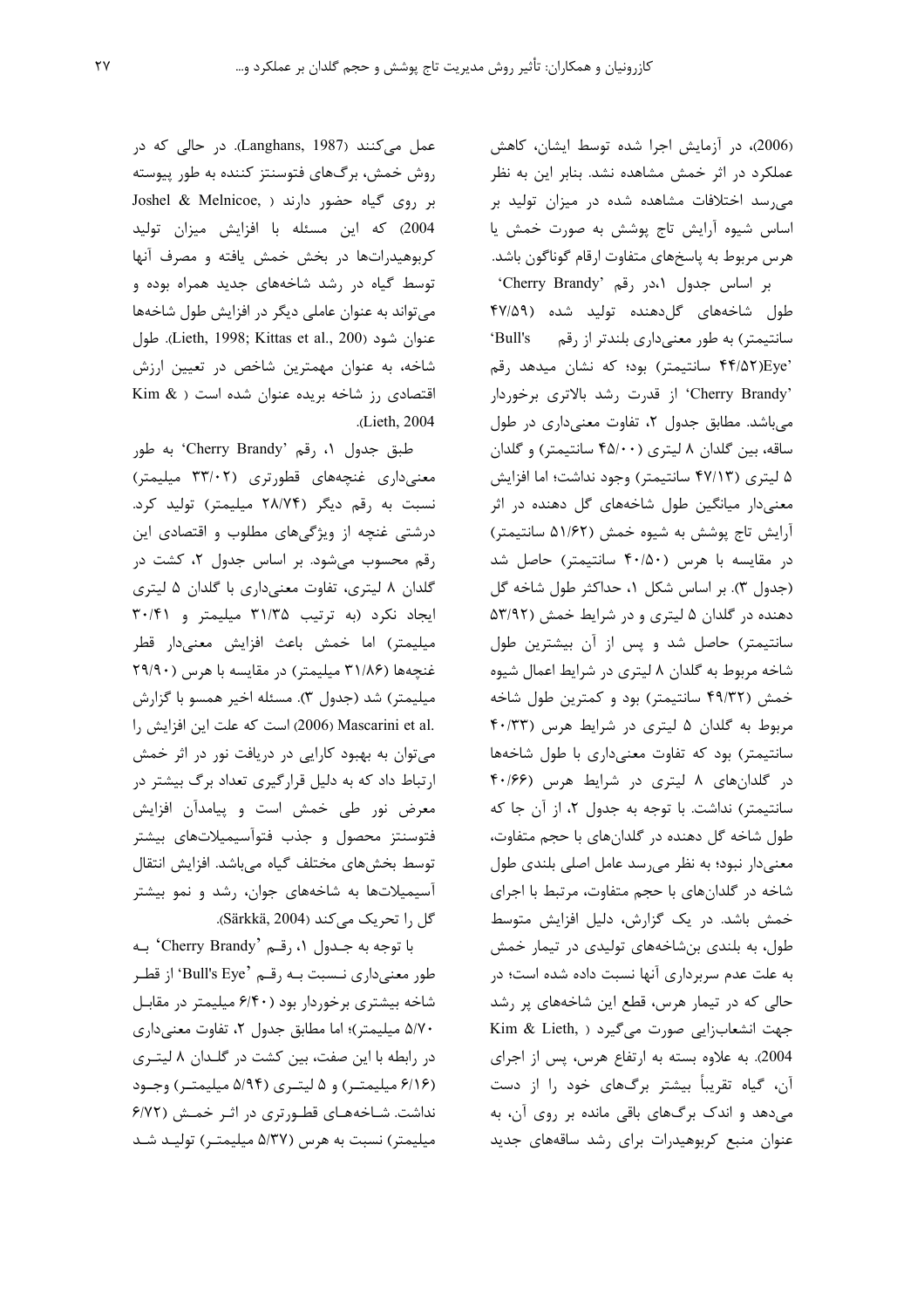(2006)، در آزمایش اجرا شده توسط ایشان، کاهش عملکرد در اثر خمش مشاهده نشد. بنابر این به نظر می‌رسد اختلافات مشاهده شده در میزان تولید بر اساس شیوه آرایش تاج پوشش به صورت خمش یا هرس مربوط به پاسخ‌های متفاوت ارقام گوناگون باشد.

بر اساس جدول ۱،در رقم 'Cherry Brandy' طول شاخه‌های گل‌دهنده تولید شده (۴۷/۵۹ سانتیمتر) به طور معنی‌داری بلندتر از رقم 'Bull's Eye'(۴۴/۵۲ سانتیمتر) بود؛ که نشان میدهد رقم 'Cherry Brandy' از قدرت رشد بالاتری برخوردار می‌باشد. مطابق جدول ۲، تفاوت معنی‌داری در طول ساقه، بین گلدان ۸ لیتری (۴۵/۰۰ سانتیمتر) و گلدان ۵ لیتری (۴۷/۱۳ سانتیمتر) وجود نداشت؛ اما افزایش معنی‌دار میانگین طول شاخه‌های گل دهنده در اثر آرایش تاج پوشش به شیوه خمش (۵۱/۶۲ سانتیمتر) در مقایسه با هرس (۴۰/۵۰ سانتیمتر) حاصل شد (جدول ۳). بر اساس شکل ۱، حداکثر طول شاخه گل دهنده در گلدان ۵ لیتری و در شرایط خمش (۵۳/۹۲ سانتیمتر) حاصل شد و پس از آن بیشترین طول شاخه مربوط به گلدان ۸ لیتری در شرایط اعمال شیوه خمش (۴۹/۳۲ سانتیمتر) بود و کمترین طول شاخه مربوط به گلدان ۵ لیتری در شرایط هرس (۴۰/۳۳ سانتیمتر) بود که تفاوت معنی‌داری با طول شاخه‌ها در گلدان‌های ۸ لیتری در شرایط هرس (۴۰/۶۶ سانتیمتر) نداشت. با توجه به جدول ۲، از آن جا که طول شاخه گل دهنده در گلدان‌های با حجم متفاوت، معنی‌دار نبود؛ به نظر می‌رسد عامل اصلی بلندی طول شاخه در گلدان‌های با حجم متفاوت، مرتبط با اجرای خمش باشد. در یک گزارش، دلیل افزایش متوسط طول، به بلندی بن‌شاخه‌های تولیدی در تیمار خمش به علت عدم سربرداری آنها نسبت داده شده است؛ در حالی که در تیمار هرس، قطع این شاخه‌های پر رشد جهت انشعاب‌زایی صورت می‌گیرد (Kim & Lieth, 2004). به علاوه بسته به ارتفاع هرس، پس از اجرای آن، گیاه تقریباً بیشتر برگ‌های خود را از دست می‌دهد و اندک برگ‌های باقی مانده بر روی آن، به عنوان منبع کربوهیدرات برای رشد ساقه‌های جدید عمل می‌کنند (Langhans, 1987). در حالی که در روش خمش، برگ‌های فتوسنتز کننده به طور پیوسته بر روی گیاه حضور دارند (Joshel & Melnicoe, 2004) که این مسئله با افزایش میزان تولید کربوهیدرات‌ها در بخش خمش یافته و مصرف آنها توسط گیاه در رشد شاخه‌های جدید همراه بوده و می‌تواند به عنوان عاملی دیگر در افزایش طول شاخه‌ها عنوان شود (Lieth, 1998; Kittas et al., 200). طول شاخه، به عنوان مهمترین شاخص در تعیین ارزش اقتصادی رز شاخه بریده عنوان شده است (Kim & Lieth, 2004).

طبق جدول ۱، رقم 'Cherry Brandy' به طور معنی‌داری غنچه‌های قطورتری (۳۳/۰۲ میلیمتر) نسبت به رقم دیگر (۲۸/۷۴ میلیمتر) تولید کرد. درشتی غنچه از ویژگی‌های مطلوب و اقتصادی این رقم محسوب می‌شود. بر اساس جدول ۲، کشت در گلدان ۸ لیتری، تفاوت معنی‌داری با گلدان ۵ لیتری ایجاد نکرد (به ترتیب ۳۱/۳۵ میلیمتر و ۳۰/۴۱ میلیمتر) اما خمش باعث افزایش معنی‌دار قطر غنچه‌ها (۳۱/۸۶ میلیمتر) در مقایسه با هرس (۲۹/۹۰ میلیمتر) شد (جدول ۳). مسئله اخیر همسو با گزارش Mascarini et al. (2006) است که علت این افزایش را می‌توان به بهبود کارایی در دریافت نور در اثر خمش ارتباط داد که به دلیل قرارگیری تعداد برگ بیشتر در معرض نور طی خمش است و پیامدآن افزایش فتوسنتز محصول و جذب فتوآسیمیلات‌های بیشتر توسط بخش‌های مختلف گیاه می‌باشد. افزایش انتقال آسیمیلات‌ها به شاخه‌های جوان، رشد و نمو بیشتر گل را تحریک می‌کند (Särkkä, 2004).

با توجه به جدول ۱، رقم 'Cherry Brandy' به طور معنی‌داری نسبت به رقم 'Bull's Eye' از قطر شاخه بیشتری برخوردار بود (۶/۴۰ میلیمتر در مقابل ۵/۷۰ میلیمتر)؛ اما مطابق جدول ۲، تفاوت معنی‌داری در رابطه با این صفت، بین کشت در گلدان ۸ لیتری (۶/۱۶ میلیمتر) و ۵ لیتری (۵/۹۴ میلیمتر) وجود نداشت. شاخه‌های قطورتری در اثر خمش (۶/۷۲ میلیمتر) نسبت به هرس (۵/۳۷ میلیمتر) تولید شد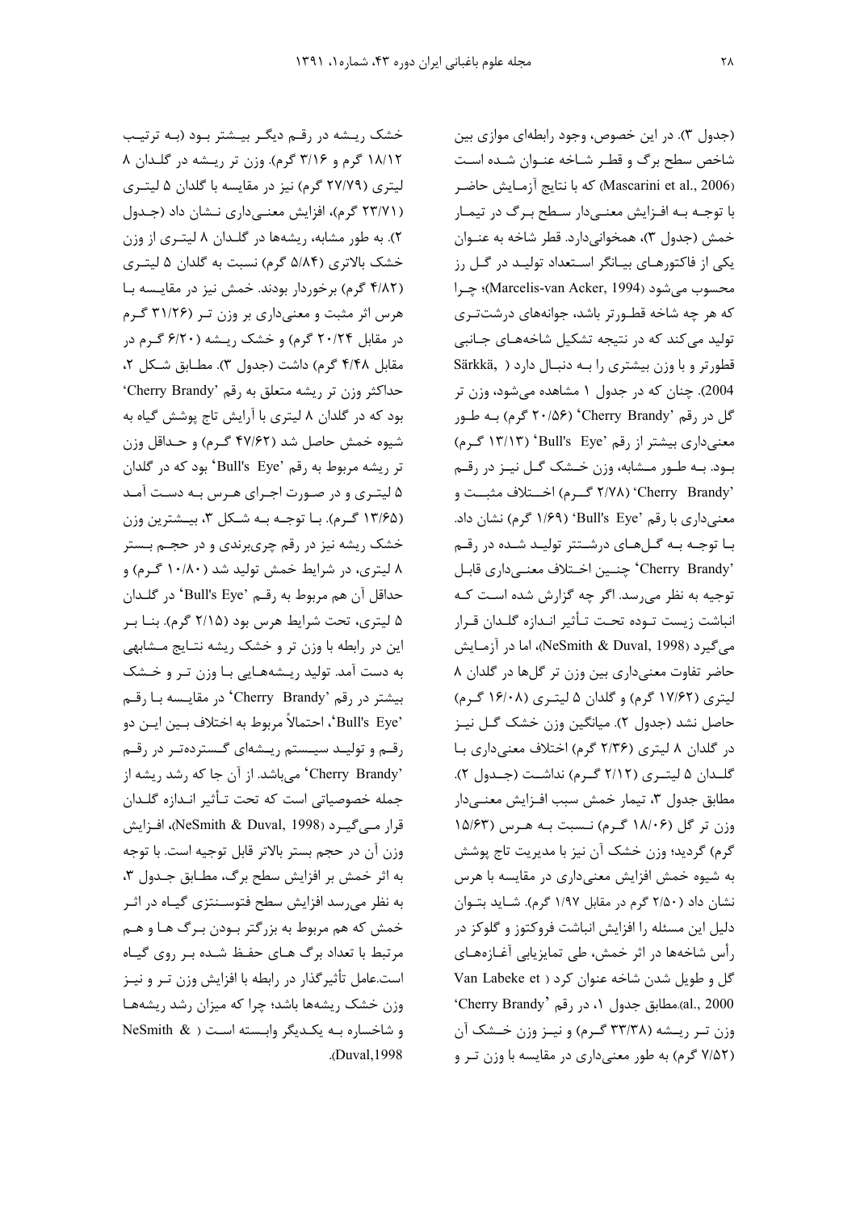(جدول ۳). در این خصوص، وجود رابطه‌ای موازی بین شاخص سطح برگ و قطر شاخه عنوان شده است (Mascarini et al., 2006) که با نتایج آزمایش حاضر با توجه به افزایش معنی‌دار سطح برگ در تیمار خمش (جدول ۳)، همخوانی‌دارد. قطر شاخه به عنوان یکی از فاکتورهای بیانگر استعداد تولید در گل رز محسوب می‌شود (Marcelis-van Acker, 1994)؛ چرا که هر چه شاخه قطورتر باشد، جوانه‌های درشت‌تری تولید می‌کند که در نتیجه تشکیل شاخه‌های جانبی قطورتر و با وزن بیشتری را به دنبال دارد ( Särkkä, 2004). چنان که در جدول ۱ مشاهده می‌شود، وزن تر گل در رقم 'Cherry Brandy' (۲۰/۵۶ گرم) به طور معنی‌داری بیشتر از رقم 'Bull's Eye' (۱۳/۱۳ گرم) بود. به طور مشابه، وزن خشک گل نیز در رقم 'Cherry Brandy' (۲/۷۸ گرم) اختلاف مثبت و معنی‌داری با رقم 'Bull's Eye' (۱/۶۹ گرم) نشان داد. با توجه به گل‌های درشت‌تر تولید شده در رقم 'Cherry Brandy' چنین اختلاف معنی‌داری قابل توجیه به نظر می‌رسد. اگر چه گزارش شده است که انباشت زیست توده تحت تأثیر اندازه گلدان قرار می‌گیرد (NeSmith & Duval, 1998)، اما در آزمایش حاضر تفاوت معنی‌داری بین وزن تر گل‌ها در گلدان ۸ لیتری (۱۷/۶۲ گرم) و گلدان ۵ لیتری (۱۶/۰۸ گرم) حاصل نشد (جدول ۲). میانگین وزن خشک گل نیز در گلدان ۸ لیتری (۲/۳۶ گرم) اختلاف معنی‌داری با گلدان ۵ لیتری (۲/۱۲ گرم) نداشت (جدول ۲). مطابق جدول ۳، تیمار خمش سبب افزایش معنی‌دار وزن تر گل (۱۸/۰۶ گرم) نسبت به هرس (۱۵/۶۳ گرم) گردید؛ وزن خشک آن نیز با مدیریت تاج پوشش به شیوه خمش افزایش معنی‌داری در مقایسه با هرس نشان داد (۲/۵۰ گرم در مقابل ۱/۹۷ گرم). شاید بتوان دلیل این مسئله را افزایش انباشت فروکتوز و گلوکز در رأس شاخه‌ها در اثر خمش، طی تمایزیابی آغازه‌های گل و طویل شدن شاخه عنوان کرد ( Van Labeke et al., 2000).مطابق جدول ۱، در رقم 'Cherry Brandy' وزن تر ریشه (۳۳/۳۸ گرم) و نیز وزن خشک آن (۷/۵۲ گرم) به طور معنی‌داری در مقایسه با وزن تر و خشک ریشه در رقم دیگر بیشتر بود (به ترتیب ۱۸/۱۲ گرم و ۳/۱۶ گرم). وزن تر ریشه در گلدان ۸ لیتری (۲۷/۷۹ گرم) نیز در مقایسه با گلدان ۵ لیتری (۲۳/۷۱ گرم)، افزایش معنی‌داری نشان داد (جدول ۲). به طور مشابه، ریشه‌ها در گلدان ۸ لیتری از وزن خشک بالاتری (۵/۸۴ گرم) نسبت به گلدان ۵ لیتری (۴/۸۲ گرم) برخوردار بودند. خمش نیز در مقایسه با هرس اثر مثبت و معنی‌داری بر وزن تر (۳۱/۲۶ گرم در مقابل ۲۰/۲۴ گرم) و خشک ریشه (۶/۲۰ گرم در مقابل ۴/۴۸ گرم) داشت (جدول ۳). مطابق شکل ۲، حداکثر وزن تر ریشه متعلق به رقم 'Cherry Brandy' بود که در گلدان ۸ لیتری با آرایش تاج پوشش گیاه به شیوه خمش حاصل شد (۴۷/۶۲ گرم) و حداقل وزن تر ریشه مربوط به رقم 'Bull's Eye' بود که در گلدان ۵ لیتری و در صورت اجرای هرس به دست آمد (۱۳/۶۵ گرم). با توجه به شکل ۳، بیشترین وزن خشک ریشه نیز در رقم چری‌برندی و در حجم بستر ۸ لیتری، در شرایط خمش تولید شد (۱۰/۸۰ گرم) و حداقل آن هم مربوط به رقم 'Bull's Eye' در گلدان ۵ لیتری، تحت شرایط هرس بود (۲/۱۵ گرم). بنا بر این در رابطه با وزن تر و خشک ریشه نتایج مشابهی به دست آمد. تولید ریشه‌هایی با وزن تر و خشک بیشتر در رقم 'Cherry Brandy' در مقایسه با رقم 'Bull's Eye'، احتمالاً مربوط به اختلاف بین این دو رقم و تولید سیستم ریشه‌ای گسترده‌تر در رقم 'Cherry Brandy' می‌باشد. از آن جا که رشد ریشه از جمله خصوصیاتی است که تحت تأثیر اندازه گلدان قرار می‌گیرد (NeSmith & Duval, 1998)، افزایش وزن آن در حجم بستر بالاتر قابل توجیه است. با توجه به اثر خمش بر افزایش سطح برگ، مطابق جدول ۳، به نظر می‌رسد افزایش سطح فتوسنتزی گیاه در اثر خمش که هم مربوط به بزرگتر بودن برگ ها و هم مرتبط با تعداد برگ های حفظ شده بر روی گیاه است.عامل تأثیرگذار در رابطه با افزایش وزن تر و نیز وزن خشک ریشه‌ها باشد؛ چرا که میزان رشد ریشه‌ها و شاخساره به یکدیگر وابسته است ( NeSmith & Duval,1998).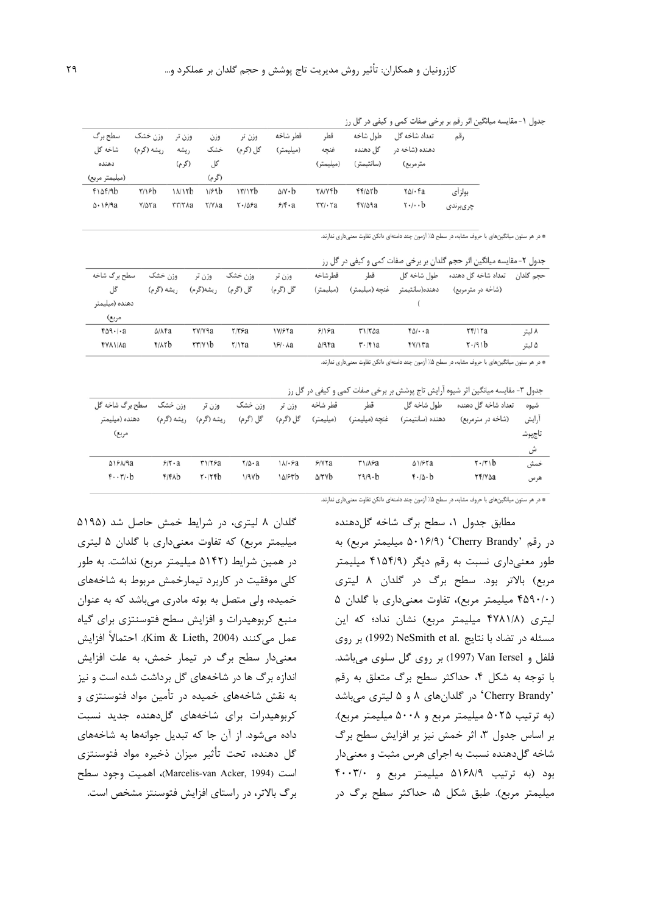جدول ۱- مقایسه میانگین اثر رقم بر برخی صفات کمی و کیفی در گل رز

| رقم | تعداد شاخه گل دهنده (شاخه در مترمربع) | طول شاخه گل دهنده (سانتیمتر) | قطر غنچه (میلیمتر) | قطر شاخه (میلیمتر) | وزن تر گل (گرم) | وزن خشک گل (گرم) | وزن تر ریشه (گرم) | وزن خشک ریشه (گرم) | سطح برگ شاخه گل دهنده (میلیمتر مربع) |
|---|---|---|---|---|---|---|---|---|---|
| بولرای | ۲۵/۰۴a | ۴۴/۵۲b | ۲۸/۷۴b | ۵/۷۰b | ۱۳/۱۳b | ۱/۶۹b | ۱۸/۱۲b | ۳/۱۶b | ۴۱۵۴/۹b |
| چری‌برندی | ۲۰/۰۰b | ۴۷/۵۹a | ۳۲/۰۲a | ۶/۴۰a | ۲۰/۵۶a | ۲/۷۸a | ۳۳/۲۸a | ۷/۵۲a | ۵۰۱۶/۹a |

* در هر ستون میانگین‌های با حروف مشابه، در سطح ۵٪ آزمون چند دامنه‌ای دانکن تفاوت معنی‌داری ندارند.

جدول ۲- مقایسه میانگین اثر حجم گلدان بر برخی صفات کمی و کیفی در گل رز

| حجم گلدان | تعداد شاخه گل دهنده (شاخه در مترمربع) | طول شاخه گل دهنده(سانتیمتر) | قطر غنچه (میلیمتر) | قطرشاخه (میلیمتر) | وزن تر گل (گرم) | وزن خشک گل (گرم) | وزن تر ریشه(گرم) | وزن خشک ریشه (گرم) | سطح برگ شاخه گل دهنده (میلیمتر مربع) |
|---|---|---|---|---|---|---|---|---|---|
| ۸ لیتر | ۲۴/۱۲a | ۴۵/۰۰a | ۳۱/۲۵a | ۶/۱۶a | ۱۷/۶۲a | ۲/۳۶a | ۲۷/۷۹a | ۵/۸۴a | ۴۵۹۰/۰a |
| ۵ لیتر | ۲۰/۹۱b | ۴۷/۱۳a | ۳۰/۴۱a | ۵/۹۴a | ۱۶/۰۸a | ۲/۱۲a | ۲۳/۷۱b | ۴/۸۳b | ۴۷۸۱/۸a |

* در هر ستون میانگین‌های با حروف مشابه، در سطح ۵٪ آزمون چند دامنه‌ای دانکن تفاوت معنی‌داری ندارند.

جدول ۳- مقایسه میانگین اثر شیوه آرایش تاج پوشش بر برخی صفات کمی و کیفی در گل رز

| شیوه آرایش تاجپوش ش | تعداد شاخه گل دهنده (شاخه در مترمربع) | طول شاخه گل دهنده (سانتیمتر) | قطر غنچه (میلیمتر) | قطر شاخه (میلیمتر) | وزن تر گل (گرم) | وزن خشک گل (گرم) | وزن تر ریشه (گرم) | وزن خشک ریشه (گرم) | سطح برگ شاخه گل دهنده (میلیمتر مربع) |
|---|---|---|---|---|---|---|---|---|---|
| خمش | ۲۰/۳۱b | ۵۱/۶۲a | ۳۱/۸۶a | ۶/۷۲a | ۱۸/۰۶a | ۲/۵۰a | ۳۱/۲۶a | ۶/۲۰a | ۵۱۶۸/۹a |
| هرس | ۲۴/۷۵a | ۴۰/۵۰b | ۲۹/۹۰b | ۵/۳۷b | ۱۵/۶۳b | ۱/۹۷b | ۲۰/۲۴b | ۴/۴۸b | ۴۰۰۳/۰b |

* در هر ستون میانگین‌های با حروف مشابه، در سطح ۵٪ آزمون چند دامنه‌ای دانکن تفاوت معنی‌داری ندارند.

مطابق جدول ۱، سطح برگ شاخه گل‌دهنده در رقم 'Cherry Brandy' (۵۰۱۶/۹ میلیمتر مربع) به طور معنی‌داری نسبت به رقم دیگر (۴۱۵۴/۹ میلیمتر مربع) بالاتر بود. سطح برگ در گلدان ۸ لیتری (۴۵۹۰/۰ میلیمتر مربع)، تفاوت معنی‌داری با گلدان ۵ لیتری (۴۷۸۱/۸ میلیمتر مربع) نشان نداد؛ که این مسئله در تضاد با نتایج .NeSmith et al (1992) بر روی فلفل و Van Iersel (1997) بر روی گل سلوی می‌باشد. با توجه به شکل ۴، حداکثر سطح برگ متعلق به رقم 'Cherry Brandy' در گلدان‌های ۸ و ۵ لیتری می‌باشد (به ترتیب ۵۰۲۵ میلیمتر مربع و ۵۰۰۸ میلیمتر مربع). بر اساس جدول ۳، اثر خمش نیز بر افزایش سطح برگ شاخه گل‌دهنده نسبت به اجرای هرس مثبت و معنی‌دار بود (به ترتیب ۵۱۶۸/۹ میلیمتر مربع و ۴۰۰۳/۰ میلیمتر مربع). طبق شکل ۵، حداکثر سطح برگ در گلدان ۸ لیتری، در شرایط خمش حاصل شد (۵۱۹۵ میلیمتر مربع) که تفاوت معنی‌داری با گلدان ۵ لیتری در همین شرایط (۵۱۴۲ میلیمتر مربع) نداشت. به طور کلی موفقیت در کاربرد تیمارخمش مربوط به شاخه‌های خمیده، ولی متصل به بوته مادری می‌باشد که به عنوان منبع کربوهیدرات و افزایش سطح فتوسنتزی برای گیاه عمل می‌کنند (Kim & Lieth, 2004). احتمالاً افزایش معنی‌دار سطح برگ در تیمار خمش، به علت افزایش اندازه برگ ها در شاخه‌های گل برداشت شده است و نیز به نقش شاخه‌های خمیده در تأمین مواد فتوسنتزی و کربوهیدرات برای شاخه‌های گل‌دهنده جدید نسبت داده می‌شود. از آن جا که تبدیل جوانه‌ها به شاخه‌های گل دهنده، تحت تأثیر میزان ذخیره مواد فتوسنتزی است (Marcelis-van Acker, 1994)، اهمیت وجود سطح برگ بالاتر، در راستای افزایش فتوسنتز مشخص است.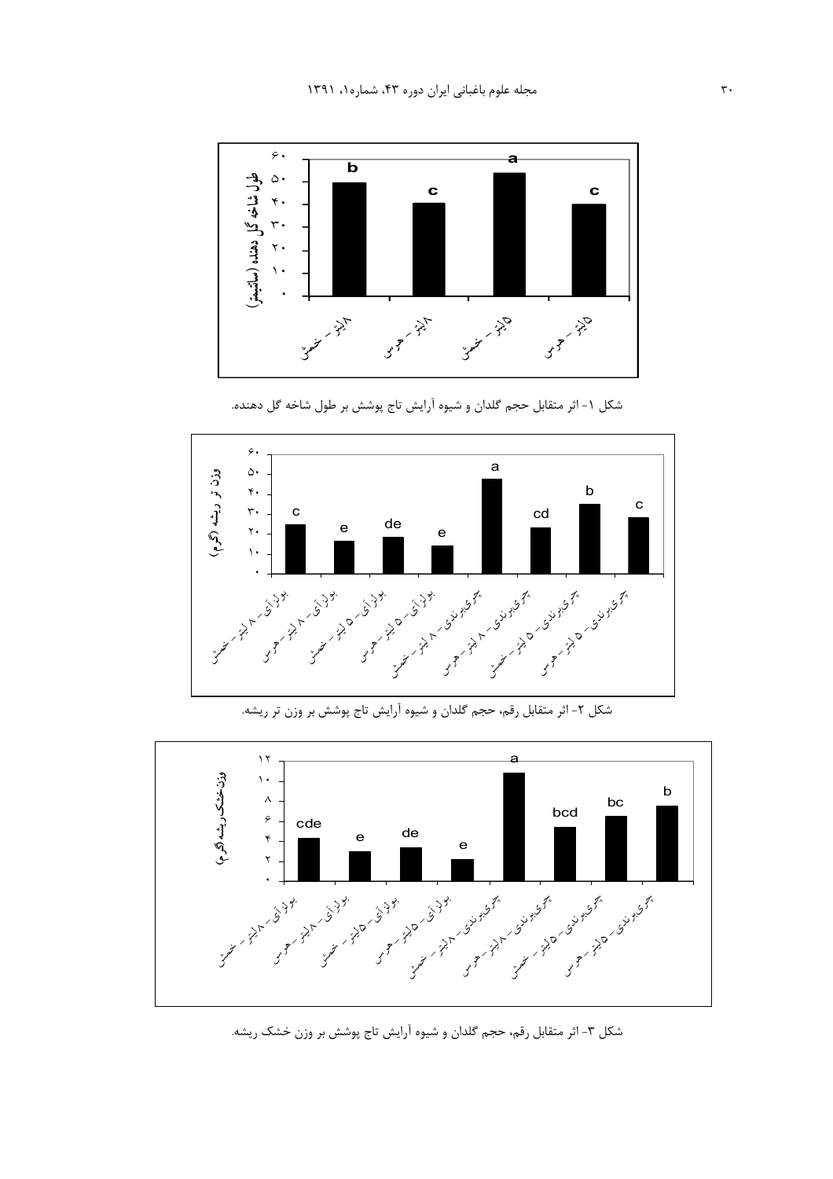شکل ۱- اثر متقابل حجم گلدان و شیوه آرایش تاج پوشش بر طول شاخه گل دهنده.

شکل ۲- اثر متقابل رقم، حجم گلدان و شیوه آرایش تاج پوشش بر وزن تر ریشه.

شکل ۳- اثر متقابل رقم، حجم گلدان و شیوه آرایش تاج پوشش بر وزن خشک ریشه.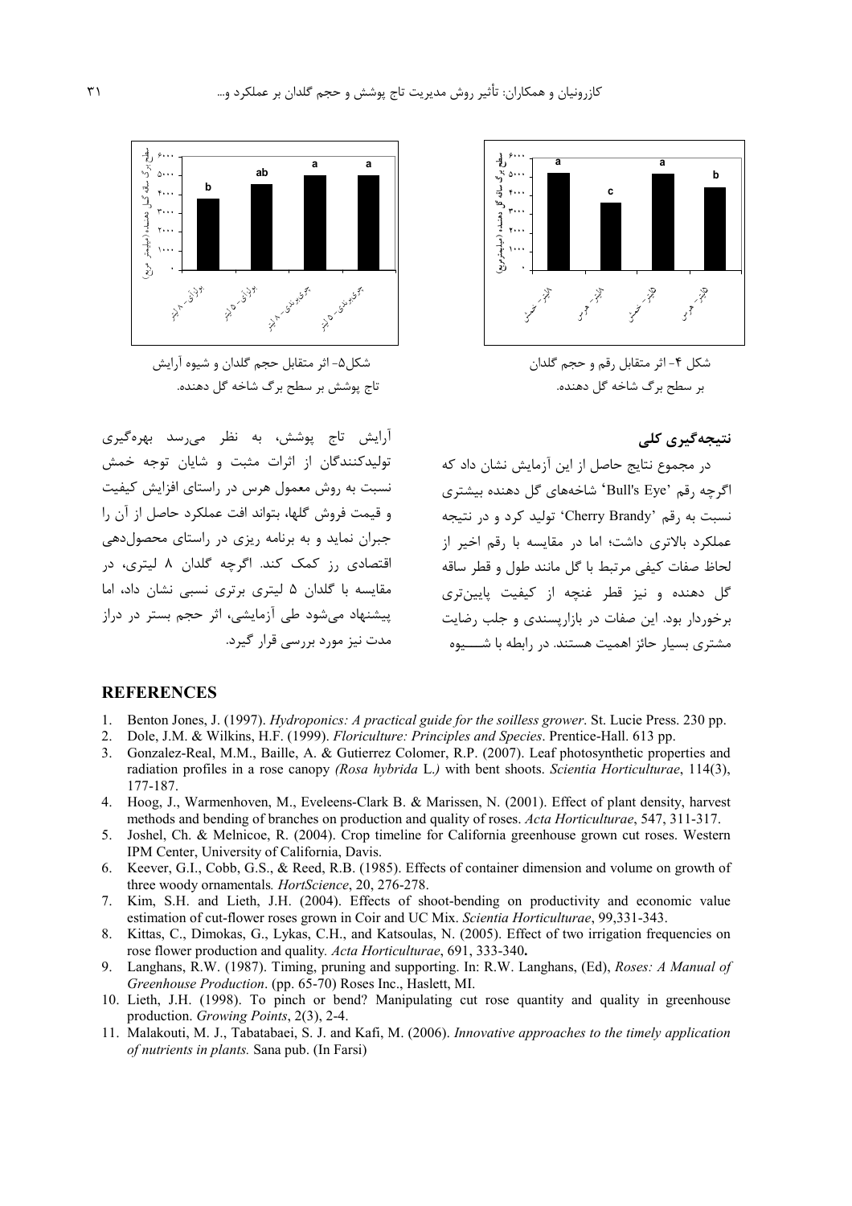شکل ۴- اثر متقابل رقم و حجم گلدان بر سطح برگ شاخه گل دهنده.

شکل۵- اثر متقابل حجم گلدان و شیوه آرایش تاج پوشش بر سطح برگ شاخه گل دهنده.

## نتیجه‌گیری کلی

در مجموع نتایج حاصل از این آزمایش نشان داد که اگرچه رقم 'Bull's Eye' شاخه‌های گل دهنده بیشتری نسبت به رقم 'Cherry Brandy' تولید کرد و در نتیجه عملکرد بالاتری داشت؛ اما در مقایسه با رقم اخیر از لحاظ صفات کیفی مرتبط با گل مانند طول و قطر ساقه گل دهنده و نیز قطر غنچه از کیفیت پایین‌تری برخوردار بود. این صفات در بازارپسندی و جلب رضایت مشتری بسیار حائز اهمیت هستند. در رابطه با شیوه آرایش تاج پوشش، به نظر می‌رسد بهره‌گیری تولیدکنندگان از اثرات مثبت و شایان توجه خمش نسبت به روش معمول هرس در راستای افزایش کیفیت و قیمت فروش گلها، بتواند افت عملکرد حاصل از آن را جبران نماید و به برنامه ریزی در راستای محصول‌دهی اقتصادی رز کمک کند. اگرچه گلدان ۸ لیتری، در مقایسه با گلدان ۵ لیتری برتری نسبی نشان داد، اما پیشنهاد می‌شود طی آزمایشی، اثر حجم بستر در دراز مدت نیز مورد بررسی قرار گیرد.

## REFERENCES

1. Benton Jones, J. (1997). *Hydroponics: A practical guide for the soilless grower*. St. Lucie Press. 230 pp.
2. Dole, J.M. & Wilkins, H.F. (1999). *Floriculture: Principles and Species*. Prentice-Hall. 613 pp.
3. Gonzalez-Real, M.M., Baille, A. & Gutierrez Colomer, R.P. (2007). Leaf photosynthetic properties and radiation profiles in a rose canopy *(Rosa hybrida* L.*)* with bent shoots. *Scientia Horticulturae*, 114(3), 177-187.
4. Hoog, J., Warmenhoven, M., Eveleens-Clark B. & Marissen, N. (2001). Effect of plant density, harvest methods and bending of branches on production and quality of roses. *Acta Horticulturae*, 547, 311-317.
5. Joshel, Ch. & Melnicoe, R. (2004). Crop timeline for California greenhouse grown cut roses. Western IPM Center, University of California, Davis.
6. Keever, G.I., Cobb, G.S., & Reed, R.B. (1985). Effects of container dimension and volume on growth of three woody ornamentals*. HortScience*, 20, 276-278.
7. Kim, S.H. and Lieth, J.H. (2004). Effects of shoot-bending on productivity and economic value estimation of cut-flower roses grown in Coir and UC Mix. *Scientia Horticulturae*, 99,331-343.
8. Kittas, C., Dimokas, G., Lykas, C.H., and Katsoulas, N. (2005). Effect of two irrigation frequencies on rose flower production and quality*. Acta Horticulturae*, 691, 333-340**.**
9. Langhans, R.W. (1987). Timing, pruning and supporting. In: R.W. Langhans, (Ed), *Roses: A Manual of Greenhouse Production*. (pp. 65-70) Roses Inc., Haslett, MI.
10. Lieth, J.H. (1998). To pinch or bend? Manipulating cut rose quantity and quality in greenhouse production. *Growing Points*, 2(3), 2-4.
11. Malakouti, M. J., Tabatabaei, S. J. and Kafi, M. (2006). *Innovative approaches to the timely application of nutrients in plants.* Sana pub. (In Farsi)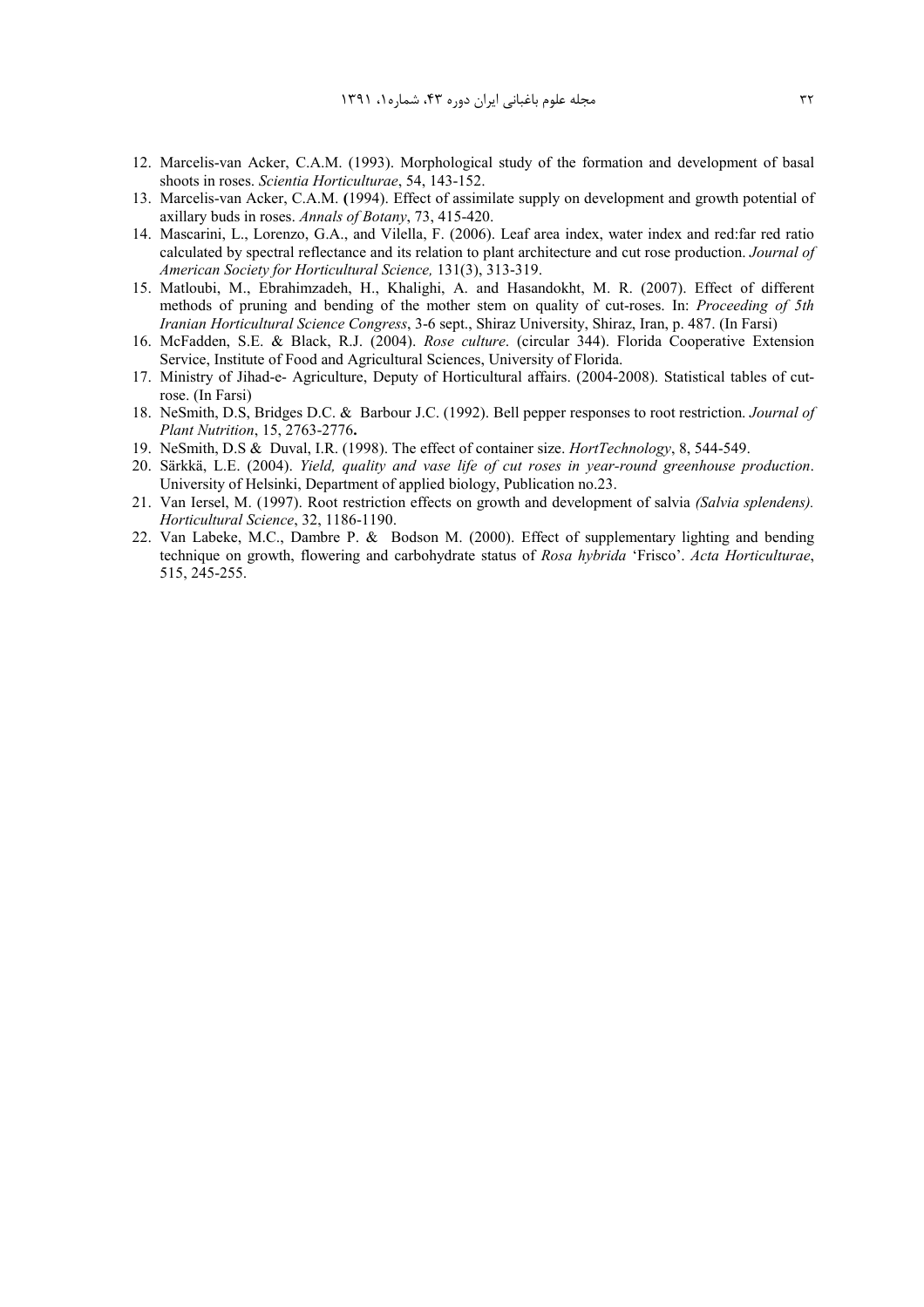12. Marcelis-van Acker, C.A.M. (1993). Morphological study of the formation and development of basal shoots in roses. *Scientia Horticulturae*, 54, 143-152.
13. Marcelis-van Acker, C.A.M. **(**1994). Effect of assimilate supply on development and growth potential of axillary buds in roses. *Annals of Botany*, 73, 415-420.
14. Mascarini, L., Lorenzo, G.A., and Vilella, F. (2006). Leaf area index, water index and red:far red ratio calculated by spectral reflectance and its relation to plant architecture and cut rose production. *Journal of American Society for Horticultural Science,* 131(3), 313-319.
15. Matloubi, M., Ebrahimzadeh, H., Khalighi, A. and Hasandokht, M. R. (2007). Effect of different methods of pruning and bending of the mother stem on quality of cut-roses. In: *Proceeding of 5th Iranian Horticultural Science Congress*, 3-6 sept., Shiraz University, Shiraz, Iran, p. 487. (In Farsi)
16. McFadden, S.E. & Black, R.J. (2004). *Rose culture*. (circular 344). Florida Cooperative Extension Service, Institute of Food and Agricultural Sciences, University of Florida.
17. Ministry of Jihad-e- Agriculture, Deputy of Horticultural affairs. (2004-2008). Statistical tables of cut-rose. (In Farsi)
18. NeSmith, D.S, Bridges D.C. & Barbour J.C. (1992). Bell pepper responses to root restriction. *Journal of Plant Nutrition*, 15, 2763-2776**.**
19. NeSmith, D.S & Duval, I.R. (1998). The effect of container size. *HortTechnology*, 8, 544-549.
20. Särkkä, L.E. (2004). *Yield, quality and vase life of cut roses in year-round greenhouse production*. University of Helsinki, Department of applied biology, Publication no.23.
21. Van Iersel, M. (1997). Root restriction effects on growth and development of salvia *(Salvia splendens). Horticultural Science*, 32, 1186-1190.
22. Van Labeke, M.C., Dambre P. & Bodson M. (2000). Effect of supplementary lighting and bending technique on growth, flowering and carbohydrate status of *Rosa hybrida* 'Frisco'. *Acta Horticulturae*, 515, 245-255.